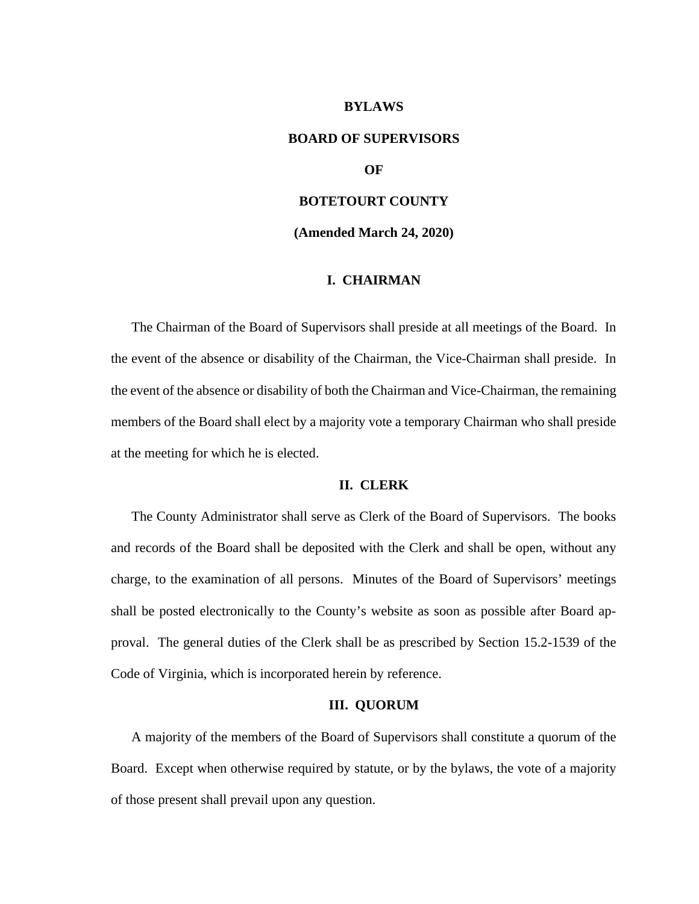# BYLAWS

# BOARD OF SUPERVISORS

# OF

# BOTETOURT COUNTY

**(Amended March 24, 2020)**

## I. CHAIRMAN

The Chairman of the Board of Supervisors shall preside at all meetings of the Board. In the event of the absence or disability of the Chairman, the Vice-Chairman shall preside. In the event of the absence or disability of both the Chairman and Vice-Chairman, the remaining members of the Board shall elect by a majority vote a temporary Chairman who shall preside at the meeting for which he is elected.

## II. CLERK

The County Administrator shall serve as Clerk of the Board of Supervisors. The books and records of the Board shall be deposited with the Clerk and shall be open, without any charge, to the examination of all persons. Minutes of the Board of Supervisors' meetings shall be posted electronically to the County's website as soon as possible after Board approval. The general duties of the Clerk shall be as prescribed by Section 15.2-1539 of the Code of Virginia, which is incorporated herein by reference.

## III. QUORUM

A majority of the members of the Board of Supervisors shall constitute a quorum of the Board. Except when otherwise required by statute, or by the bylaws, the vote of a majority of those present shall prevail upon any question.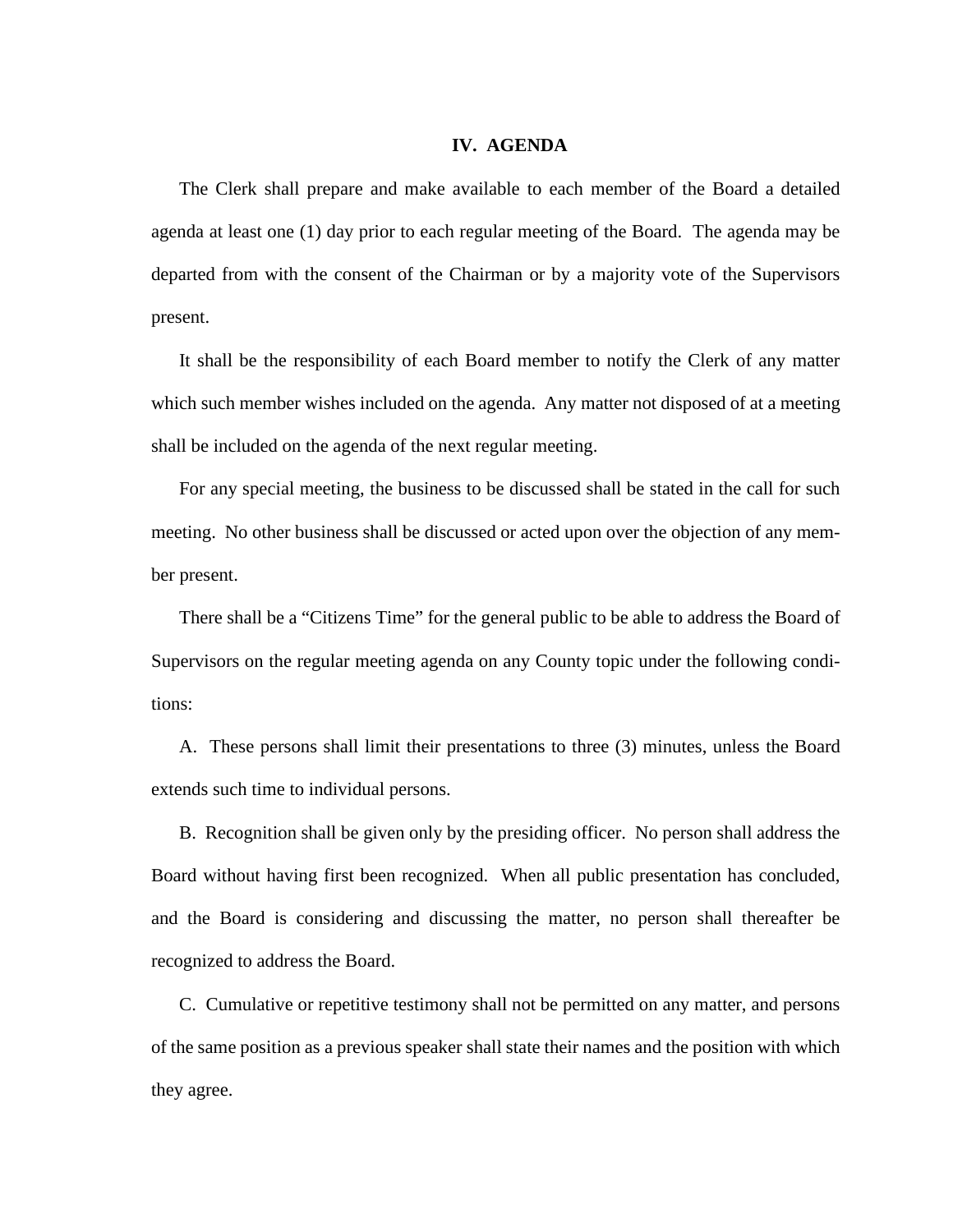## IV. AGENDA

The Clerk shall prepare and make available to each member of the Board a detailed agenda at least one (1) day prior to each regular meeting of the Board. The agenda may be departed from with the consent of the Chairman or by a majority vote of the Supervisors present.

It shall be the responsibility of each Board member to notify the Clerk of any matter which such member wishes included on the agenda. Any matter not disposed of at a meeting shall be included on the agenda of the next regular meeting.

For any special meeting, the business to be discussed shall be stated in the call for such meeting. No other business shall be discussed or acted upon over the objection of any member present.

There shall be a "Citizens Time" for the general public to be able to address the Board of Supervisors on the regular meeting agenda on any County topic under the following conditions:

A. These persons shall limit their presentations to three (3) minutes, unless the Board extends such time to individual persons.

B. Recognition shall be given only by the presiding officer. No person shall address the Board without having first been recognized. When all public presentation has concluded, and the Board is considering and discussing the matter, no person shall thereafter be recognized to address the Board.

C. Cumulative or repetitive testimony shall not be permitted on any matter, and persons of the same position as a previous speaker shall state their names and the position with which they agree.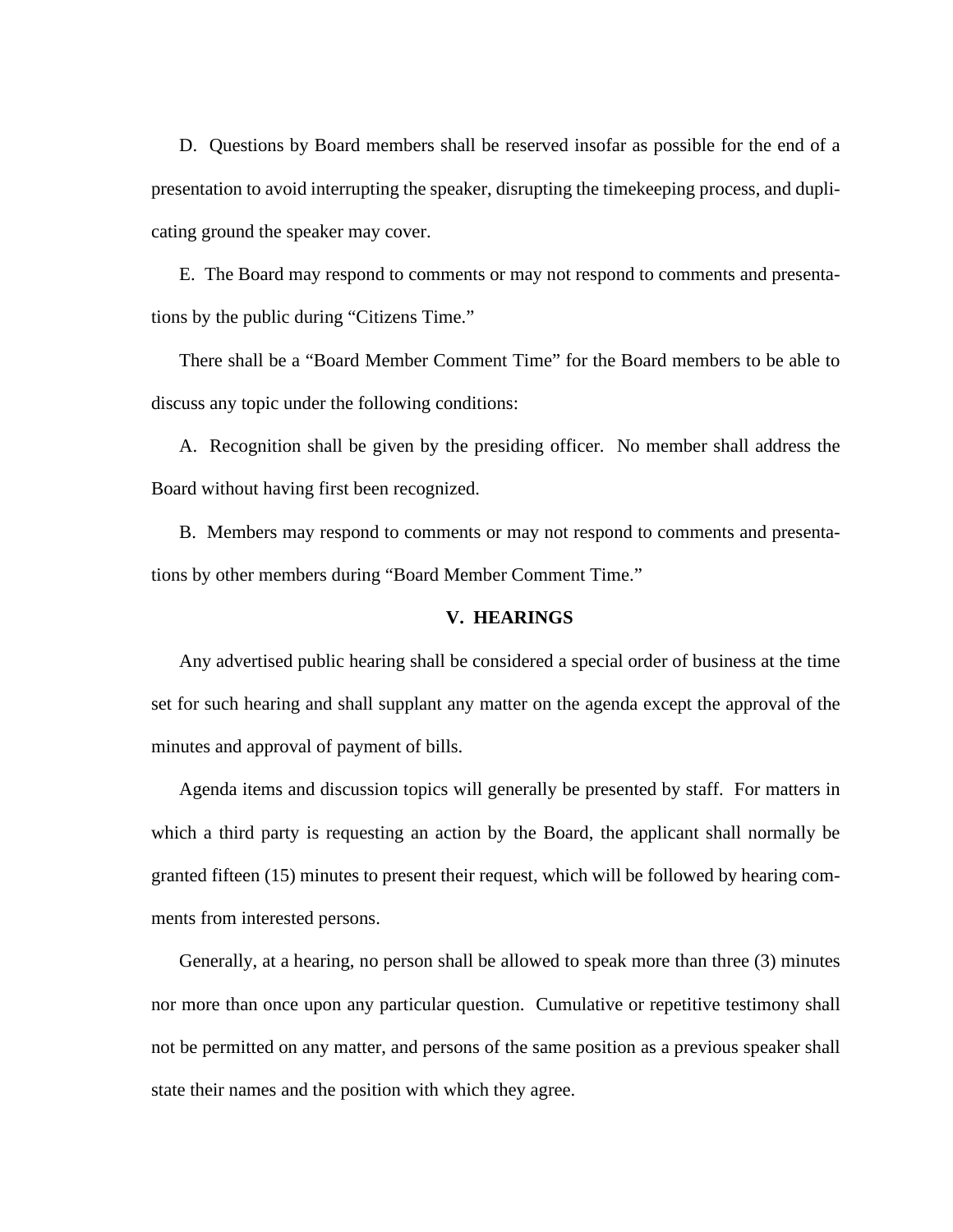D. Questions by Board members shall be reserved insofar as possible for the end of a presentation to avoid interrupting the speaker, disrupting the timekeeping process, and duplicating ground the speaker may cover.

E. The Board may respond to comments or may not respond to comments and presentations by the public during "Citizens Time."

There shall be a "Board Member Comment Time" for the Board members to be able to discuss any topic under the following conditions:

A. Recognition shall be given by the presiding officer. No member shall address the Board without having first been recognized.

B. Members may respond to comments or may not respond to comments and presentations by other members during "Board Member Comment Time."

## V. HEARINGS

Any advertised public hearing shall be considered a special order of business at the time set for such hearing and shall supplant any matter on the agenda except the approval of the minutes and approval of payment of bills.

Agenda items and discussion topics will generally be presented by staff. For matters in which a third party is requesting an action by the Board, the applicant shall normally be granted fifteen (15) minutes to present their request, which will be followed by hearing comments from interested persons.

Generally, at a hearing, no person shall be allowed to speak more than three (3) minutes nor more than once upon any particular question. Cumulative or repetitive testimony shall not be permitted on any matter, and persons of the same position as a previous speaker shall state their names and the position with which they agree.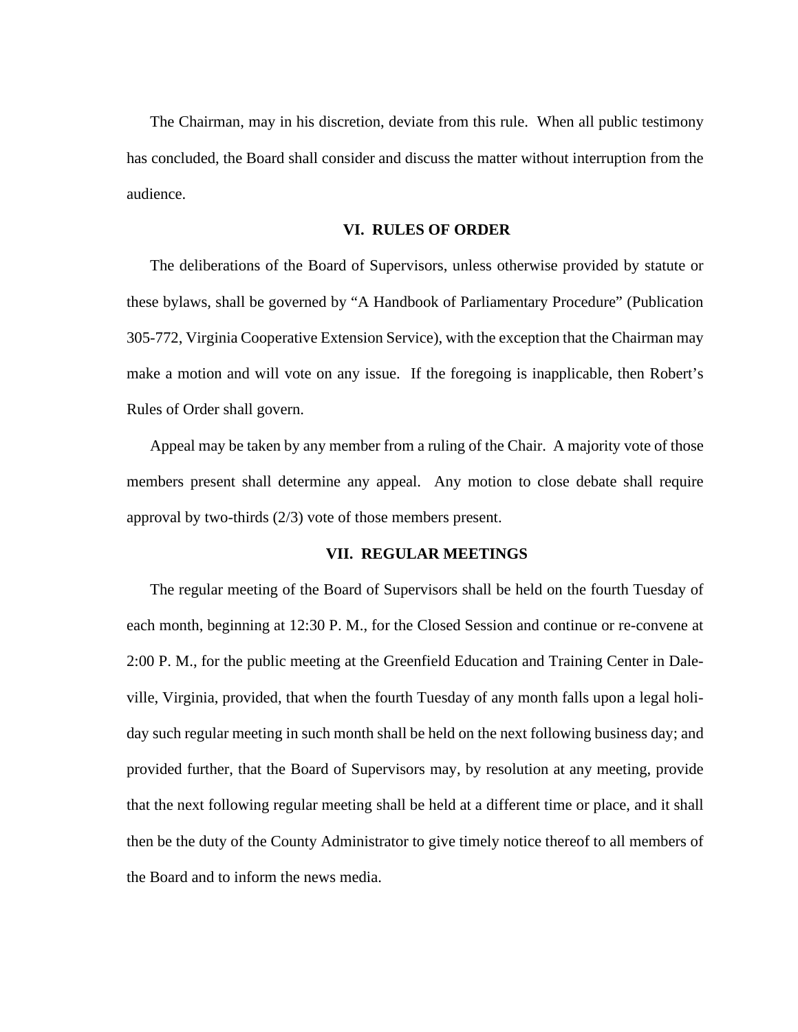The Chairman, may in his discretion, deviate from this rule. When all public testimony has concluded, the Board shall consider and discuss the matter without interruption from the audience.

## VI. RULES OF ORDER

The deliberations of the Board of Supervisors, unless otherwise provided by statute or these bylaws, shall be governed by "A Handbook of Parliamentary Procedure" (Publication 305-772, Virginia Cooperative Extension Service), with the exception that the Chairman may make a motion and will vote on any issue. If the foregoing is inapplicable, then Robert's Rules of Order shall govern.

Appeal may be taken by any member from a ruling of the Chair. A majority vote of those members present shall determine any appeal. Any motion to close debate shall require approval by two-thirds (2/3) vote of those members present.

## VII. REGULAR MEETINGS

The regular meeting of the Board of Supervisors shall be held on the fourth Tuesday of each month, beginning at 12:30 P. M., for the Closed Session and continue or re-convene at 2:00 P. M., for the public meeting at the Greenfield Education and Training Center in Daleville, Virginia, provided, that when the fourth Tuesday of any month falls upon a legal holiday such regular meeting in such month shall be held on the next following business day; and provided further, that the Board of Supervisors may, by resolution at any meeting, provide that the next following regular meeting shall be held at a different time or place, and it shall then be the duty of the County Administrator to give timely notice thereof to all members of the Board and to inform the news media.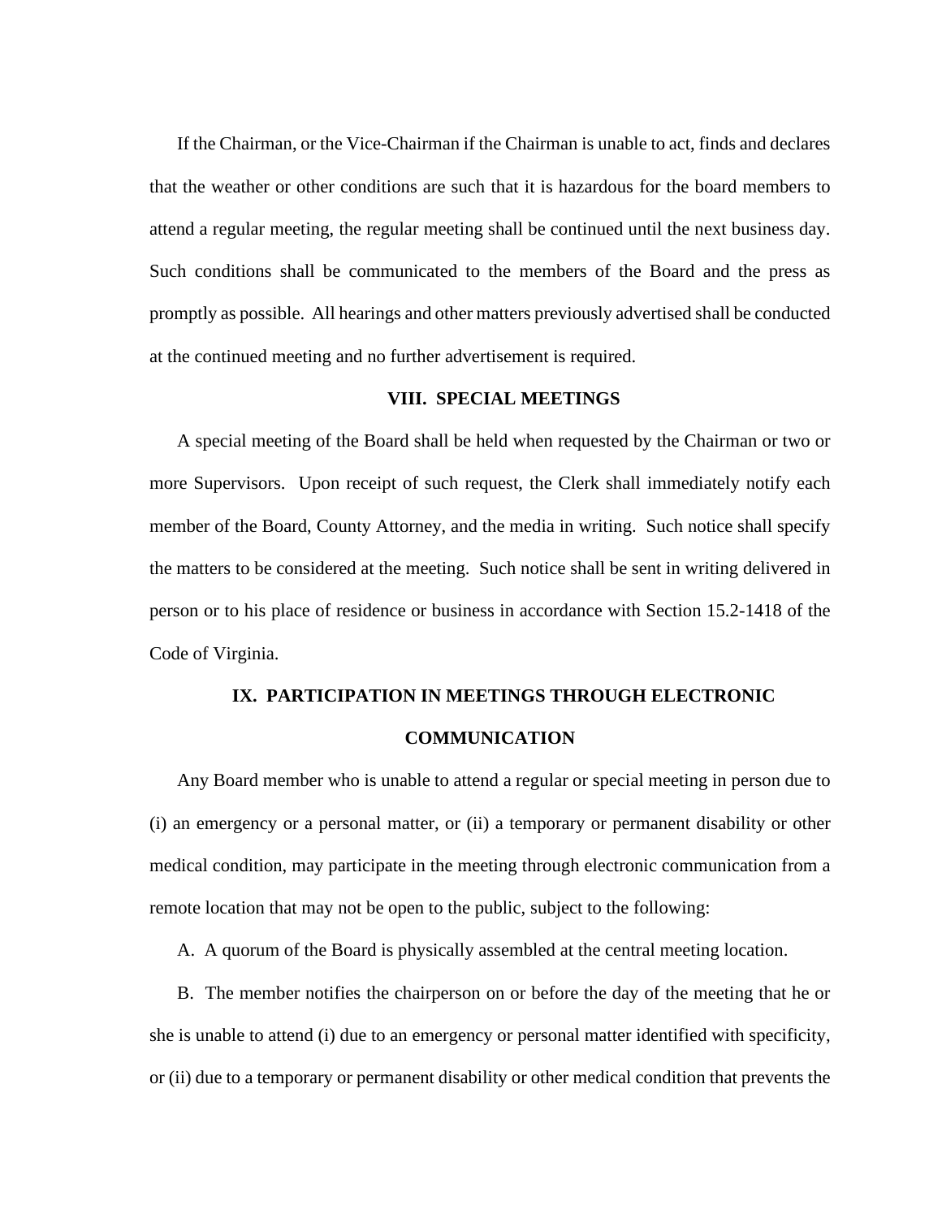If the Chairman, or the Vice-Chairman if the Chairman is unable to act, finds and declares that the weather or other conditions are such that it is hazardous for the board members to attend a regular meeting, the regular meeting shall be continued until the next business day. Such conditions shall be communicated to the members of the Board and the press as promptly as possible. All hearings and other matters previously advertised shall be conducted at the continued meeting and no further advertisement is required.

## VIII. SPECIAL MEETINGS

A special meeting of the Board shall be held when requested by the Chairman or two or more Supervisors. Upon receipt of such request, the Clerk shall immediately notify each member of the Board, County Attorney, and the media in writing. Such notice shall specify the matters to be considered at the meeting. Such notice shall be sent in writing delivered in person or to his place of residence or business in accordance with Section 15.2-1418 of the Code of Virginia.

## IX. PARTICIPATION IN MEETINGS THROUGH ELECTRONIC COMMUNICATION

Any Board member who is unable to attend a regular or special meeting in person due to (i) an emergency or a personal matter, or (ii) a temporary or permanent disability or other medical condition, may participate in the meeting through electronic communication from a remote location that may not be open to the public, subject to the following:

A. A quorum of the Board is physically assembled at the central meeting location.

B. The member notifies the chairperson on or before the day of the meeting that he or she is unable to attend (i) due to an emergency or personal matter identified with specificity, or (ii) due to a temporary or permanent disability or other medical condition that prevents the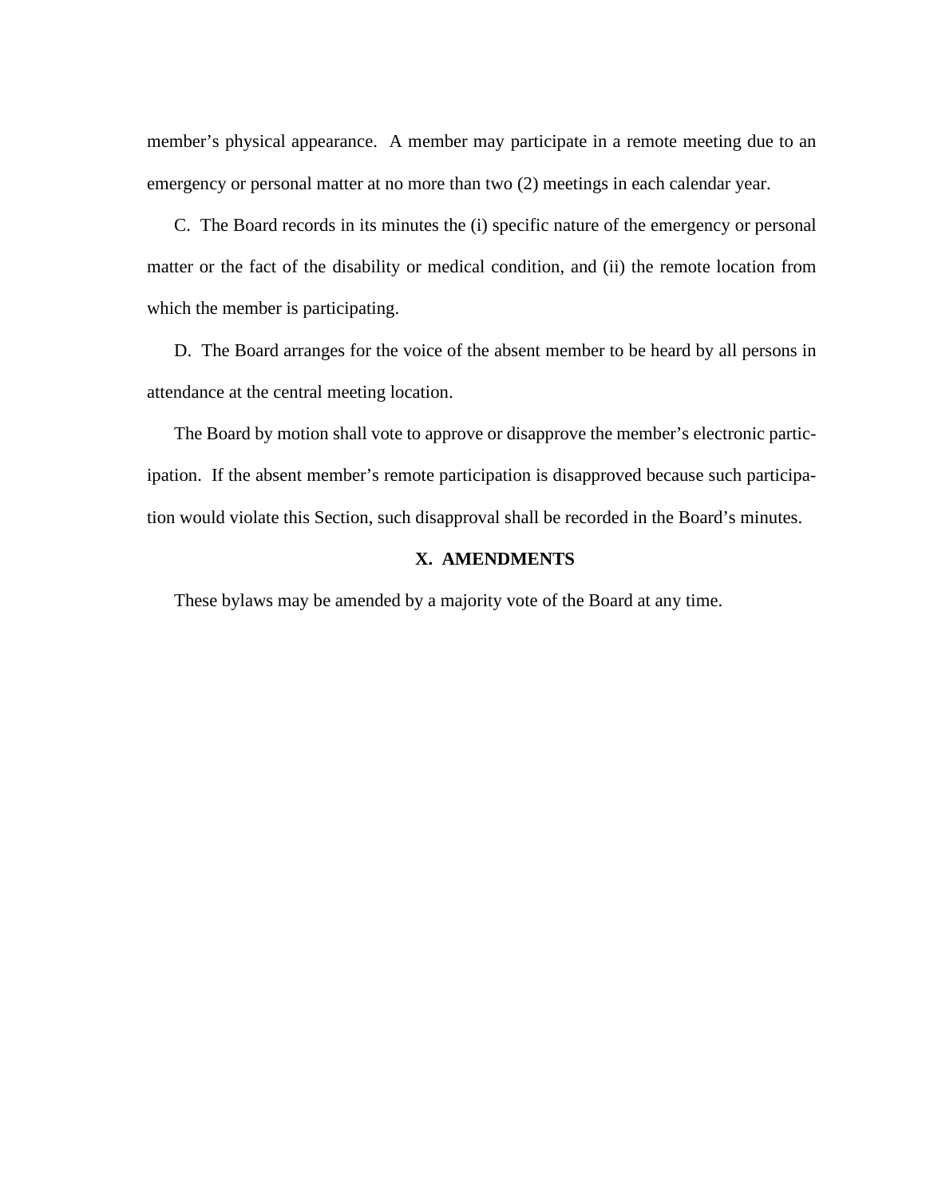member's physical appearance. A member may participate in a remote meeting due to an emergency or personal matter at no more than two (2) meetings in each calendar year.

C. The Board records in its minutes the (i) specific nature of the emergency or personal matter or the fact of the disability or medical condition, and (ii) the remote location from which the member is participating.

D. The Board arranges for the voice of the absent member to be heard by all persons in attendance at the central meeting location.

The Board by motion shall vote to approve or disapprove the member's electronic participation. If the absent member's remote participation is disapproved because such participation would violate this Section, such disapproval shall be recorded in the Board's minutes.

## X. AMENDMENTS

These bylaws may be amended by a majority vote of the Board at any time.